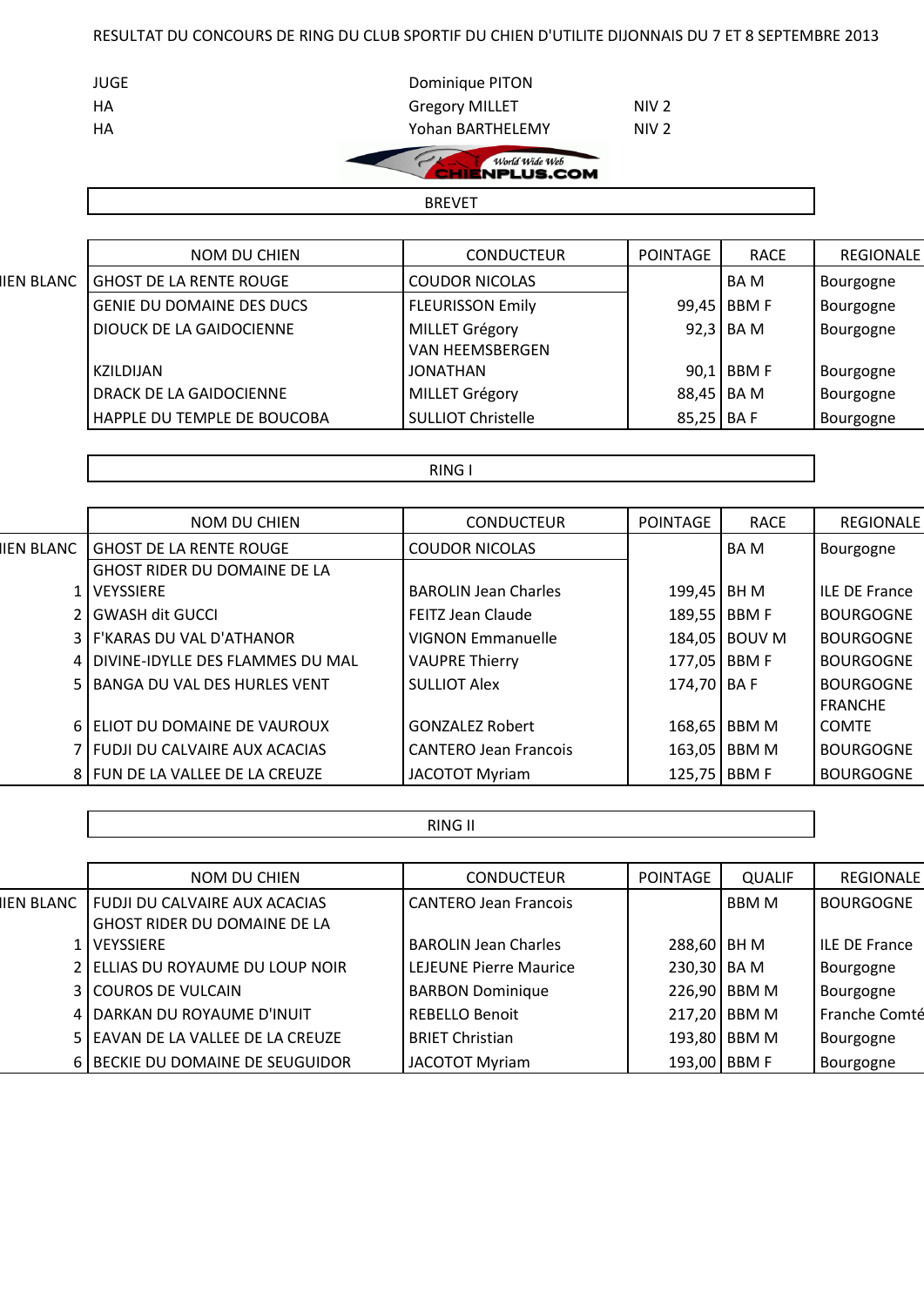RESULTAT DU CONCOURS DE RING DU CLUB SPORTIF DU CHIEN D'UTILITE DIJONNAIS DU 7 ET 8 SEPTEMBRE 2013

| | | |
|---|---|---|
| JUGE | Dominique PITON | |
| HA | Gregory MILLET | NIV 2 |
| HA | Yohan BARTHELEMY | NIV 2 |

World Wide Web CHIENPLUS.COM

## BREVET

| | NOM DU CHIEN | CONDUCTEUR | POINTAGE | RACE | REGIONALE |
|---|---|---|---|---|---|
| IEN BLANC | GHOST DE LA RENTE ROUGE | COUDOR NICOLAS | | BA M | Bourgogne |
| | GENIE DU DOMAINE DES DUCS | FLEURISSON Emily | 99,45 | BBM F | Bourgogne |
| | DIOUCK DE LA GAIDOCIENNE | MILLET Grégory | 92,3 | BA M | Bourgogne |
| | KZILDIJAN | VAN HEEMSBERGEN JONATHAN | 90,1 | BBM F | Bourgogne |
| | DRACK DE LA GAIDOCIENNE | MILLET Grégory | 88,45 | BA M | Bourgogne |
| | HAPPLE DU TEMPLE DE BOUCOBA | SULLIOT Christelle | 85,25 | BA F | Bourgogne |

## RING I

| | NOM DU CHIEN | CONDUCTEUR | POINTAGE | RACE | REGIONALE |
|---|---|---|---|---|---|
| IEN BLANC | GHOST DE LA RENTE ROUGE | COUDOR NICOLAS | | BA M | Bourgogne |
| 1 | GHOST RIDER DU DOMAINE DE LA VEYSSIERE | BAROLIN Jean Charles | 199,45 | BH M | ILE DE France |
| 2 | GWASH dit GUCCI | FEITZ Jean Claude | 189,55 | BBM F | BOURGOGNE |
| 3 | F'KARAS DU VAL D'ATHANOR | VIGNON Emmanuelle | 184,05 | BOUV M | BOURGOGNE |
| 4 | DIVINE-IDYLLE DES FLAMMES DU MAL | VAUPRE Thierry | 177,05 | BBM F | BOURGOGNE |
| 5 | BANGA DU VAL DES HURLES VENT | SULLIOT Alex | 174,70 | BA F | BOURGOGNE |
| 6 | ELIOT DU DOMAINE DE VAUROUX | GONZALEZ Robert | 168,65 | BBM M | FRANCHE COMTE |
| 7 | FUDJI DU CALVAIRE AUX ACACIAS | CANTERO Jean Francois | 163,05 | BBM M | BOURGOGNE |
| 8 | FUN DE LA VALLEE DE LA CREUZE | JACOTOT Myriam | 125,75 | BBM F | BOURGOGNE |

## RING II

| | NOM DU CHIEN | CONDUCTEUR | POINTAGE | QUALIF | REGIONALE |
|---|---|---|---|---|---|
| IEN BLANC | FUDJI DU CALVAIRE AUX ACACIAS | CANTERO Jean Francois | | BBM M | BOURGOGNE |
| 1 | GHOST RIDER DU DOMAINE DE LA VEYSSIERE | BAROLIN Jean Charles | 288,60 | BH M | ILE DE France |
| 2 | ELLIAS DU ROYAUME DU LOUP NOIR | LEJEUNE Pierre Maurice | 230,30 | BA M | Bourgogne |
| 3 | COUROS DE VULCAIN | BARBON Dominique | 226,90 | BBM M | Bourgogne |
| 4 | DARKAN DU ROYAUME D'INUIT | REBELLO Benoit | 217,20 | BBM M | Franche Comté |
| 5 | EAVAN DE LA VALLEE DE LA CREUZE | BRIET Christian | 193,80 | BBM M | Bourgogne |
| 6 | BECKIE DU DOMAINE DE SEUGUIDOR | JACOTOT Myriam | 193,00 | BBM F | Bourgogne |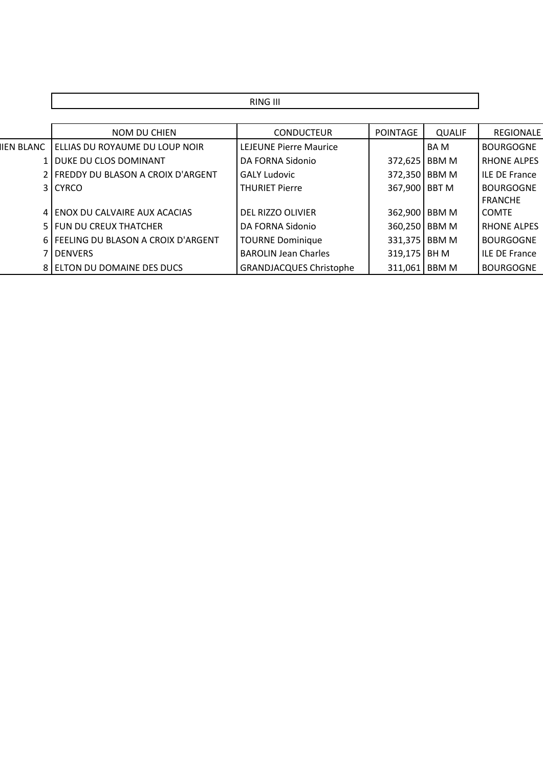| | | | | | |
|---|---|---|---|---|---|
| | RING III | | | | |
| | NOM DU CHIEN | CONDUCTEUR | POINTAGE | QUALIF | REGIONALE |
| IEN BLANC | ELLIAS DU ROYAUME DU LOUP NOIR | LEJEUNE Pierre Maurice | | BA M | BOURGOGNE |
| 1 | DUKE DU CLOS DOMINANT | DA FORNA Sidonio | 372,625 | BBM M | RHONE ALPES |
| 2 | FREDDY DU BLASON A CROIX D'ARGENT | GALY Ludovic | 372,350 | BBM M | ILE DE France |
| 3 | CYRCO | THURIET Pierre | 367,900 | BBT M | BOURGOGNE |
| 4 | ENOX DU CALVAIRE AUX ACACIAS | DEL RIZZO OLIVIER | 362,900 | BBM M | FRANCHE COMTE |
| 5 | FUN DU CREUX THATCHER | DA FORNA Sidonio | 360,250 | BBM M | RHONE ALPES |
| 6 | FEELING DU BLASON A CROIX D'ARGENT | TOURNE Dominique | 331,375 | BBM M | BOURGOGNE |
| 7 | DENVERS | BAROLIN Jean Charles | 319,175 | BH M | ILE DE France |
| 8 | ELTON DU DOMAINE DES DUCS | GRANDJACQUES Christophe | 311,061 | BBM M | BOURGOGNE |